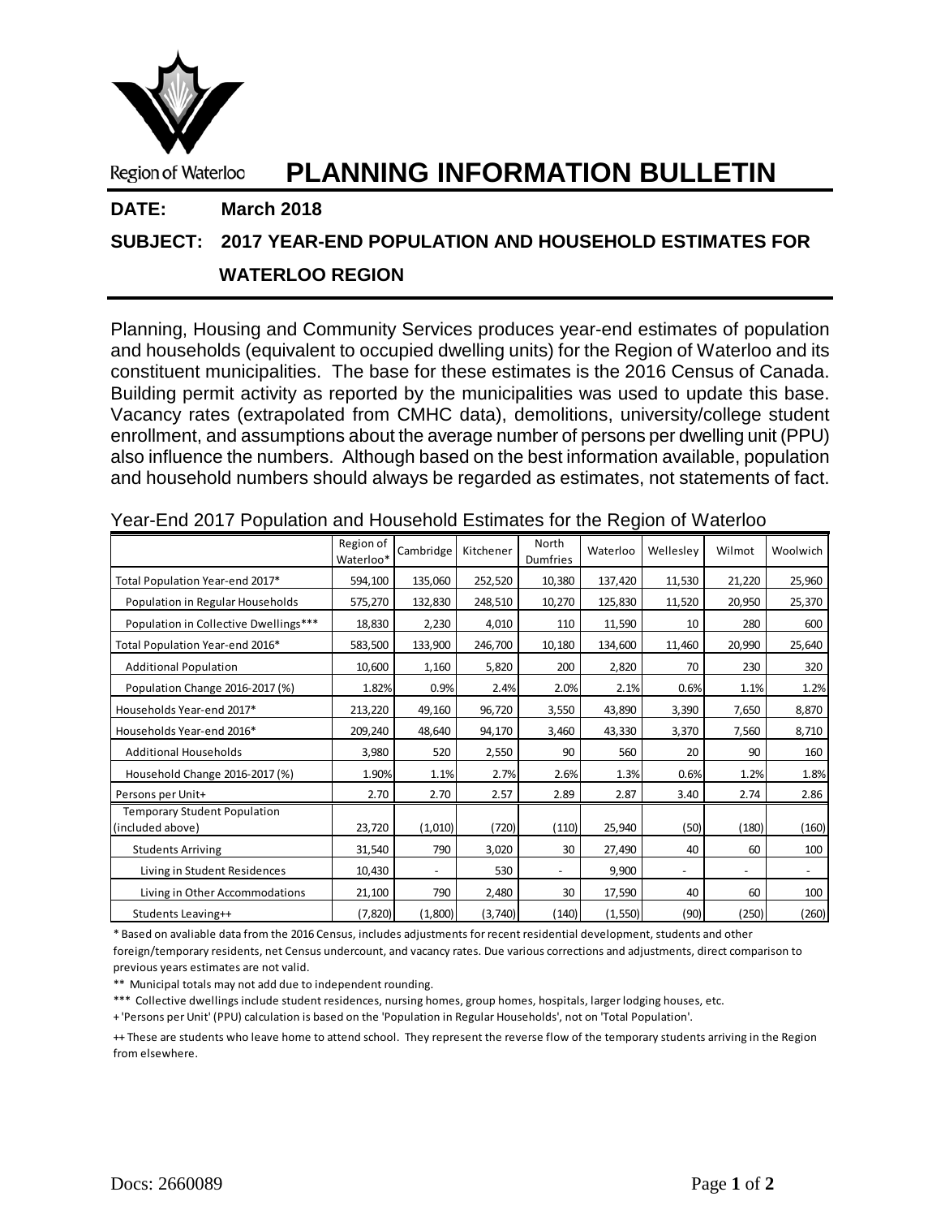Region of Waterloo

# PLANNING INFORMATION BULLETIN

**DATE:** **March 2018**

**SUBJECT: 2017 YEAR-END POPULATION AND HOUSEHOLD ESTIMATES FOR WATERLOO REGION**

Planning, Housing and Community Services produces year-end estimates of population and households (equivalent to occupied dwelling units) for the Region of Waterloo and its constituent municipalities. The base for these estimates is the 2016 Census of Canada. Building permit activity as reported by the municipalities was used to update this base. Vacancy rates (extrapolated from CMHC data), demolitions, university/college student enrollment, and assumptions about the average number of persons per dwelling unit (PPU) also influence the numbers. Although based on the best information available, population and household numbers should always be regarded as estimates, not statements of fact.

Year-End 2017 Population and Household Estimates for the Region of Waterloo

| | Region of Waterloo* | Cambridge | Kitchener | North Dumfries | Waterloo | Wellesley | Wilmot | Woolwich |
|---|---|---|---|---|---|---|---|---|
| Total Population Year-end 2017* | 594,100 | 135,060 | 252,520 | 10,380 | 137,420 | 11,530 | 21,220 | 25,960 |
| Population in Regular Households | 575,270 | 132,830 | 248,510 | 10,270 | 125,830 | 11,520 | 20,950 | 25,370 |
| Population in Collective Dwellings*** | 18,830 | 2,230 | 4,010 | 110 | 11,590 | 10 | 280 | 600 |
| Total Population Year-end 2016* | 583,500 | 133,900 | 246,700 | 10,180 | 134,600 | 11,460 | 20,990 | 25,640 |
| Additional Population | 10,600 | 1,160 | 5,820 | 200 | 2,820 | 70 | 230 | 320 |
| Population Change 2016-2017 (%) | 1.82% | 0.9% | 2.4% | 2.0% | 2.1% | 0.6% | 1.1% | 1.2% |
| Households Year-end 2017* | 213,220 | 49,160 | 96,720 | 3,550 | 43,890 | 3,390 | 7,650 | 8,870 |
| Households Year-end 2016* | 209,240 | 48,640 | 94,170 | 3,460 | 43,330 | 3,370 | 7,560 | 8,710 |
| Additional Households | 3,980 | 520 | 2,550 | 90 | 560 | 20 | 90 | 160 |
| Household Change 2016-2017 (%) | 1.90% | 1.1% | 2.7% | 2.6% | 1.3% | 0.6% | 1.2% | 1.8% |
| Persons per Unit+ | 2.70 | 2.70 | 2.57 | 2.89 | 2.87 | 3.40 | 2.74 | 2.86 |
| Temporary Student Population (included above) | 23,720 | (1,010) | (720) | (110) | 25,940 | (50) | (180) | (160) |
| Students Arriving | 31,540 | 790 | 3,020 | 30 | 27,490 | 40 | 60 | 100 |
| Living in Student Residences | 10,430 | - | 530 | - | 9,900 | - | - | - |
| Living in Other Accommodations | 21,100 | 790 | 2,480 | 30 | 17,590 | 40 | 60 | 100 |
| Students Leaving++ | (7,820) | (1,800) | (3,740) | (140) | (1,550) | (90) | (250) | (260) |

* Based on avaliable data from the 2016 Census, includes adjustments for recent residential development, students and other foreign/temporary residents, net Census undercount, and vacancy rates. Due various corrections and adjustments, direct comparison to previous years estimates are not valid.

** Municipal totals may not add due to independent rounding.

*** Collective dwellings include student residences, nursing homes, group homes, hospitals, larger lodging houses, etc.

+ 'Persons per Unit' (PPU) calculation is based on the 'Population in Regular Households', not on 'Total Population'.

++ These are students who leave home to attend school. They represent the reverse flow of the temporary students arriving in the Region from elsewhere.

Docs: 2660089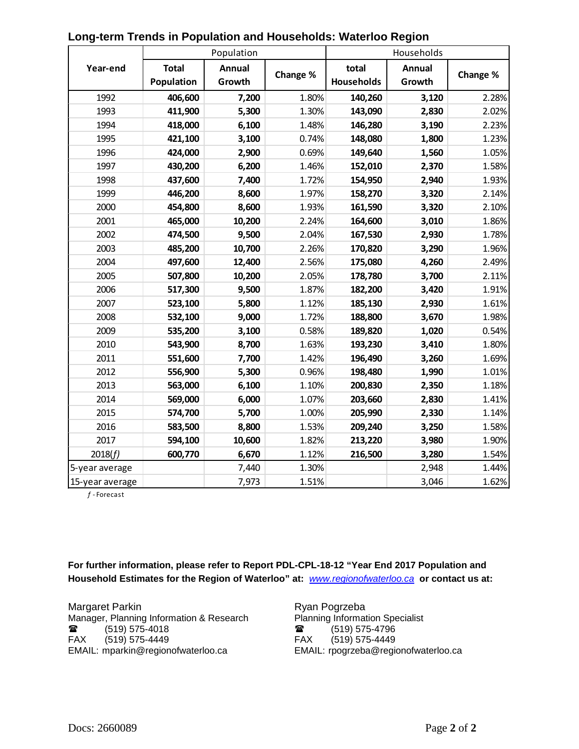## Long-term Trends in Population and Households: Waterloo Region

| Year-end | Population | | | Households | | |
|---|---|---|---|---|---|---|
| | **Total Population** | **Annual Growth** | **Change %** | **total Households** | **Annual Growth** | **Change %** |
| 1992 | **406,600** | **7,200** | 1.80% | **140,260** | **3,120** | 2.28% |
| 1993 | **411,900** | **5,300** | 1.30% | **143,090** | **2,830** | 2.02% |
| 1994 | **418,000** | **6,100** | 1.48% | **146,280** | **3,190** | 2.23% |
| 1995 | **421,100** | **3,100** | 0.74% | **148,080** | **1,800** | 1.23% |
| 1996 | **424,000** | **2,900** | 0.69% | **149,640** | **1,560** | 1.05% |
| 1997 | **430,200** | **6,200** | 1.46% | **152,010** | **2,370** | 1.58% |
| 1998 | **437,600** | **7,400** | 1.72% | **154,950** | **2,940** | 1.93% |
| 1999 | **446,200** | **8,600** | 1.97% | **158,270** | **3,320** | 2.14% |
| 2000 | **454,800** | **8,600** | 1.93% | **161,590** | **3,320** | 2.10% |
| 2001 | **465,000** | **10,200** | 2.24% | **164,600** | **3,010** | 1.86% |
| 2002 | **474,500** | **9,500** | 2.04% | **167,530** | **2,930** | 1.78% |
| 2003 | **485,200** | **10,700** | 2.26% | **170,820** | **3,290** | 1.96% |
| 2004 | **497,600** | **12,400** | 2.56% | **175,080** | **4,260** | 2.49% |
| 2005 | **507,800** | **10,200** | 2.05% | **178,780** | **3,700** | 2.11% |
| 2006 | **517,300** | **9,500** | 1.87% | **182,200** | **3,420** | 1.91% |
| 2007 | **523,100** | **5,800** | 1.12% | **185,130** | **2,930** | 1.61% |
| 2008 | **532,100** | **9,000** | 1.72% | **188,800** | **3,670** | 1.98% |
| 2009 | **535,200** | **3,100** | 0.58% | **189,820** | **1,020** | 0.54% |
| 2010 | **543,900** | **8,700** | 1.63% | **193,230** | **3,410** | 1.80% |
| 2011 | **551,600** | **7,700** | 1.42% | **196,490** | **3,260** | 1.69% |
| 2012 | **556,900** | **5,300** | 0.96% | **198,480** | **1,990** | 1.01% |
| 2013 | **563,000** | **6,100** | 1.10% | **200,830** | **2,350** | 1.18% |
| 2014 | **569,000** | **6,000** | 1.07% | **203,660** | **2,830** | 1.41% |
| 2015 | **574,700** | **5,700** | 1.00% | **205,990** | **2,330** | 1.14% |
| 2016 | **583,500** | **8,800** | 1.53% | **209,240** | **3,250** | 1.58% |
| 2017 | **594,100** | **10,600** | 1.82% | **213,220** | **3,980** | 1.90% |
| 2018(*f*) | **600,770** | **6,670** | 1.12% | **216,500** | **3,280** | 1.54% |
| 5-year average | | 7,440 | 1.30% | | 2,948 | 1.44% |
| 15-year average | | 7,973 | 1.51% | | 3,046 | 1.62% |

*f* - Forecast

**For further information, please refer to Report PDL-CPL-18-12 "Year End 2017 Population and Household Estimates for the Region of Waterloo" at: [www.regionofwaterloo.ca](http://www.regionofwaterloo.ca) or contact us at:**

Margaret Parkin
Manager, Planning Information & Research
☎ (519) 575-4018
FAX (519) 575-4449
EMAIL: mparkin@regionofwaterloo.ca

Ryan Pogrzeba
Planning Information Specialist
☎ (519) 575-4796
FAX (519) 575-4449
EMAIL: rpogrzeba@regionofwaterloo.ca

Docs: 2660089